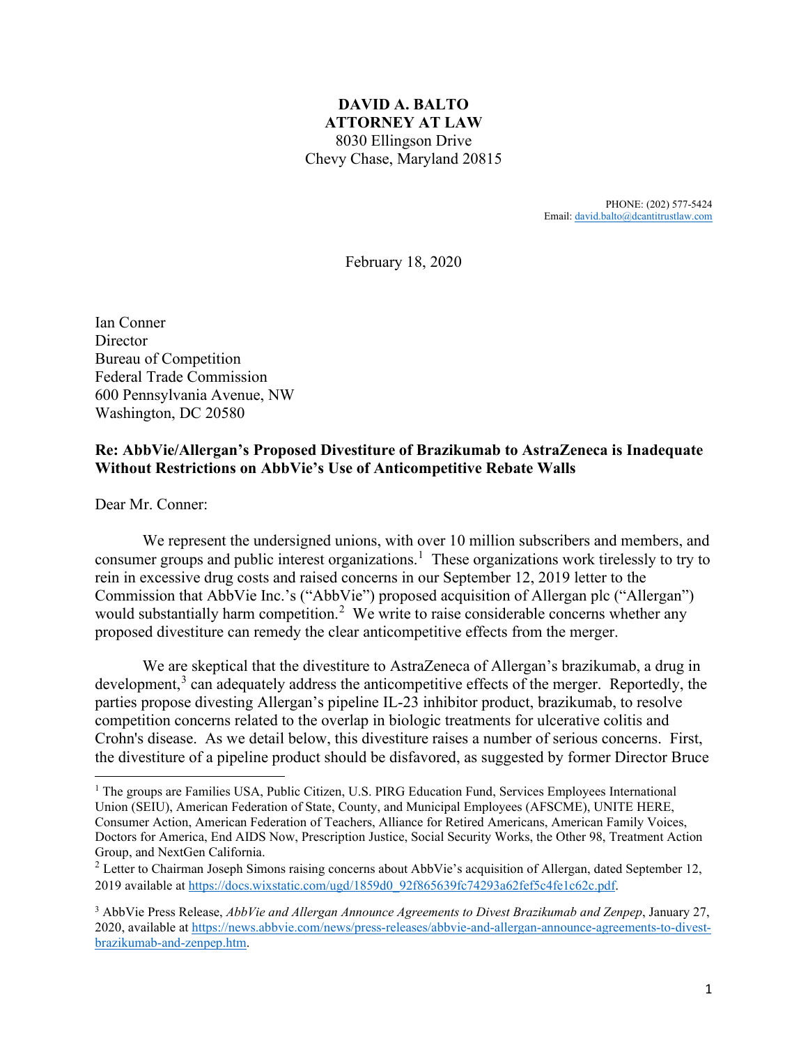**DAVID A. BALTO**
**ATTORNEY AT LAW**
8030 Ellingson Drive
Chevy Chase, Maryland 20815

PHONE: (202) 577-5424
Email: david.balto@dcantitrustlaw.com

February 18, 2020

Ian Conner
Director
Bureau of Competition
Federal Trade Commission
600 Pennsylvania Avenue, NW
Washington, DC 20580

**Re: AbbVie/Allergan's Proposed Divestiture of Brazikumab to AstraZeneca is Inadequate Without Restrictions on AbbVie's Use of Anticompetitive Rebate Walls**

Dear Mr. Conner:

We represent the undersigned unions, with over 10 million subscribers and members, and consumer groups and public interest organizations.[1] These organizations work tirelessly to try to rein in excessive drug costs and raised concerns in our September 12, 2019 letter to the Commission that AbbVie Inc.'s ("AbbVie") proposed acquisition of Allergan plc ("Allergan") would substantially harm competition.[2] We write to raise considerable concerns whether any proposed divestiture can remedy the clear anticompetitive effects from the merger.

We are skeptical that the divestiture to AstraZeneca of Allergan's brazikumab, a drug in development,[3] can adequately address the anticompetitive effects of the merger. Reportedly, the parties propose divesting Allergan's pipeline IL-23 inhibitor product, brazikumab, to resolve competition concerns related to the overlap in biologic treatments for ulcerative colitis and Crohn's disease. As we detail below, this divestiture raises a number of serious concerns. First, the divestiture of a pipeline product should be disfavored, as suggested by former Director Bruce

---

[1] The groups are Families USA, Public Citizen, U.S. PIRG Education Fund, Services Employees International Union (SEIU), American Federation of State, County, and Municipal Employees (AFSCME), UNITE HERE, Consumer Action, American Federation of Teachers, Alliance for Retired Americans, American Family Voices, Doctors for America, End AIDS Now, Prescription Justice, Social Security Works, the Other 98, Treatment Action Group, and NextGen California.

[2] Letter to Chairman Joseph Simons raising concerns about AbbVie's acquisition of Allergan, dated September 12, 2019 available at https://docs.wixstatic.com/ugd/1859d0_92f865639fc74293a62fef5c4fe1c62c.pdf.

[3] AbbVie Press Release, *AbbVie and Allergan Announce Agreements to Divest Brazikumab and Zenpep*, January 27, 2020, available at https://news.abbvie.com/news/press-releases/abbvie-and-allergan-announce-agreements-to-divest-brazikumab-and-zenpep.htm.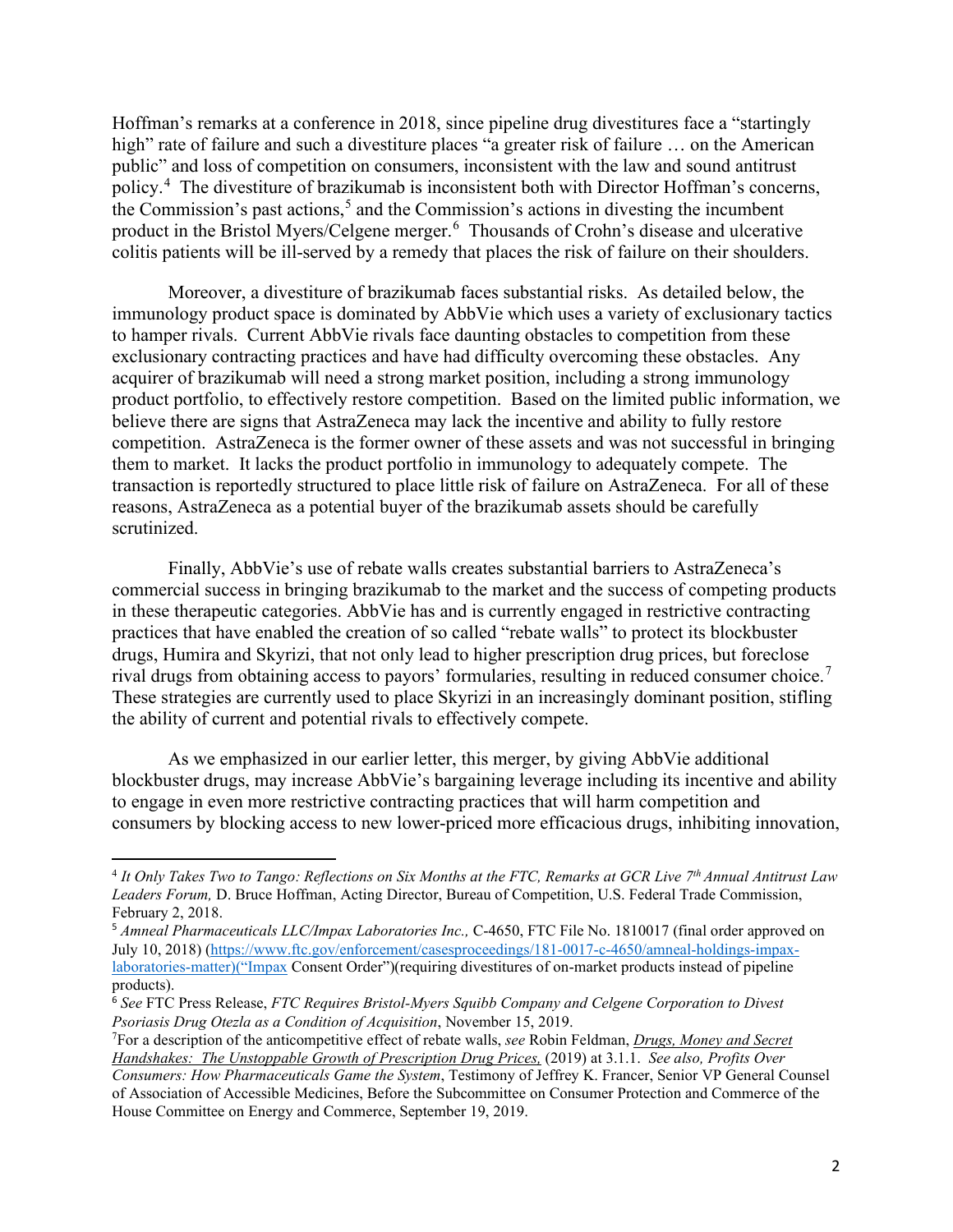Hoffman's remarks at a conference in 2018, since pipeline drug divestitures face a "startingly high" rate of failure and such a divestiture places "a greater risk of failure … on the American public" and loss of competition on consumers, inconsistent with the law and sound antitrust policy.[4] The divestiture of brazikumab is inconsistent both with Director Hoffman's concerns, the Commission's past actions,[5] and the Commission's actions in divesting the incumbent product in the Bristol Myers/Celgene merger.[6] Thousands of Crohn's disease and ulcerative colitis patients will be ill-served by a remedy that places the risk of failure on their shoulders.

Moreover, a divestiture of brazikumab faces substantial risks. As detailed below, the immunology product space is dominated by AbbVie which uses a variety of exclusionary tactics to hamper rivals. Current AbbVie rivals face daunting obstacles to competition from these exclusionary contracting practices and have had difficulty overcoming these obstacles. Any acquirer of brazikumab will need a strong market position, including a strong immunology product portfolio, to effectively restore competition. Based on the limited public information, we believe there are signs that AstraZeneca may lack the incentive and ability to fully restore competition. AstraZeneca is the former owner of these assets and was not successful in bringing them to market. It lacks the product portfolio in immunology to adequately compete. The transaction is reportedly structured to place little risk of failure on AstraZeneca. For all of these reasons, AstraZeneca as a potential buyer of the brazikumab assets should be carefully scrutinized.

Finally, AbbVie's use of rebate walls creates substantial barriers to AstraZeneca's commercial success in bringing brazikumab to the market and the success of competing products in these therapeutic categories. AbbVie has and is currently engaged in restrictive contracting practices that have enabled the creation of so called "rebate walls" to protect its blockbuster drugs, Humira and Skyrizi, that not only lead to higher prescription drug prices, but foreclose rival drugs from obtaining access to payors' formularies, resulting in reduced consumer choice.[7] These strategies are currently used to place Skyrizi in an increasingly dominant position, stifling the ability of current and potential rivals to effectively compete.

As we emphasized in our earlier letter, this merger, by giving AbbVie additional blockbuster drugs, may increase AbbVie's bargaining leverage including its incentive and ability to engage in even more restrictive contracting practices that will harm competition and consumers by blocking access to new lower-priced more efficacious drugs, inhibiting innovation,

---

[4] *It Only Takes Two to Tango: Reflections on Six Months at the FTC, Remarks at GCR Live 7th Annual Antitrust Law Leaders Forum,* D. Bruce Hoffman, Acting Director, Bureau of Competition, U.S. Federal Trade Commission, February 2, 2018.

[5] *Amneal Pharmaceuticals LLC/Impax Laboratories Inc.,* C-4650, FTC File No. 1810017 (final order approved on July 10, 2018) (https://www.ftc.gov/enforcement/casesproceedings/181-0017-c-4650/amneal-holdings-impax-laboratories-matter)("Impax Consent Order")(requiring divestitures of on-market products instead of pipeline products).

[6] *See* FTC Press Release, *FTC Requires Bristol-Myers Squibb Company and Celgene Corporation to Divest Psoriasis Drug Otezla as a Condition of Acquisition*, November 15, 2019.

[7] For a description of the anticompetitive effect of rebate walls, *see* Robin Feldman, *Drugs, Money and Secret Handshakes: The Unstoppable Growth of Prescription Drug Prices,* (2019) at 3.1.1. *See also, Profits Over Consumers: How Pharmaceuticals Game the System*, Testimony of Jeffrey K. Francer, Senior VP General Counsel of Association of Accessible Medicines, Before the Subcommittee on Consumer Protection and Commerce of the House Committee on Energy and Commerce, September 19, 2019.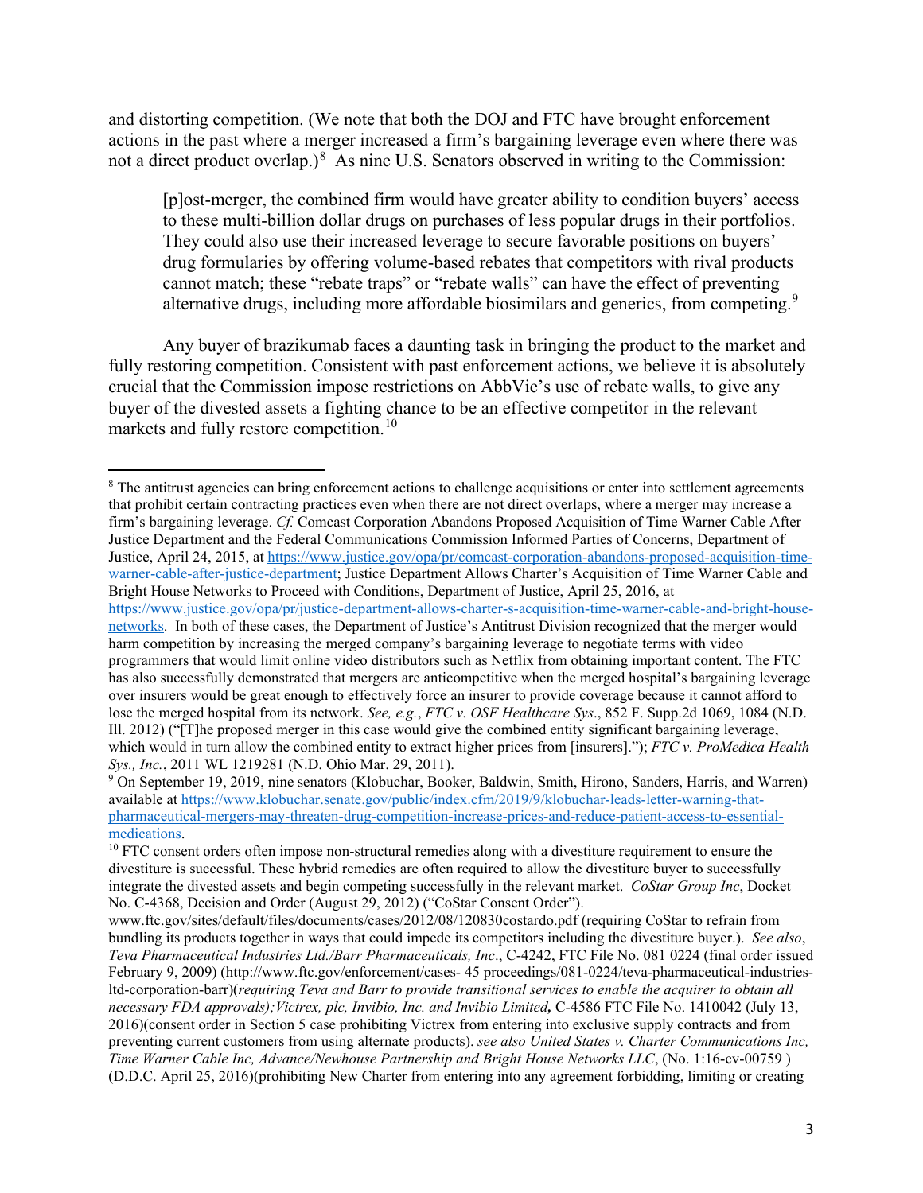and distorting competition. (We note that both the DOJ and FTC have brought enforcement actions in the past where a merger increased a firm's bargaining leverage even where there was not a direct product overlap.)[8] As nine U.S. Senators observed in writing to the Commission:

> [p]ost-merger, the combined firm would have greater ability to condition buyers' access to these multi-billion dollar drugs on purchases of less popular drugs in their portfolios. They could also use their increased leverage to secure favorable positions on buyers' drug formularies by offering volume-based rebates that competitors with rival products cannot match; these "rebate traps" or "rebate walls" can have the effect of preventing alternative drugs, including more affordable biosimilars and generics, from competing.[9]

Any buyer of brazikumab faces a daunting task in bringing the product to the market and fully restoring competition. Consistent with past enforcement actions, we believe it is absolutely crucial that the Commission impose restrictions on AbbVie's use of rebate walls, to give any buyer of the divested assets a fighting chance to be an effective competitor in the relevant markets and fully restore competition.[10]

---

[8] The antitrust agencies can bring enforcement actions to challenge acquisitions or enter into settlement agreements that prohibit certain contracting practices even when there are not direct overlaps, where a merger may increase a firm's bargaining leverage. *Cf.* Comcast Corporation Abandons Proposed Acquisition of Time Warner Cable After Justice Department and the Federal Communications Commission Informed Parties of Concerns, Department of Justice, April 24, 2015, at https://www.justice.gov/opa/pr/comcast-corporation-abandons-proposed-acquisition-time-warner-cable-after-justice-department; Justice Department Allows Charter's Acquisition of Time Warner Cable and Bright House Networks to Proceed with Conditions, Department of Justice, April 25, 2016, at https://www.justice.gov/opa/pr/justice-department-allows-charter-s-acquisition-time-warner-cable-and-bright-house-networks. In both of these cases, the Department of Justice's Antitrust Division recognized that the merger would harm competition by increasing the merged company's bargaining leverage to negotiate terms with video programmers that would limit online video distributors such as Netflix from obtaining important content. The FTC has also successfully demonstrated that mergers are anticompetitive when the merged hospital's bargaining leverage over insurers would be great enough to effectively force an insurer to provide coverage because it cannot afford to lose the merged hospital from its network. *See, e.g.*, *FTC v. OSF Healthcare Sys*., 852 F. Supp.2d 1069, 1084 (N.D. Ill. 2012) ("[T]he proposed merger in this case would give the combined entity significant bargaining leverage, which would in turn allow the combined entity to extract higher prices from [insurers]."); *FTC v. ProMedica Health Sys., Inc.*, 2011 WL 1219281 (N.D. Ohio Mar. 29, 2011).

[9] On September 19, 2019, nine senators (Klobuchar, Booker, Baldwin, Smith, Hirono, Sanders, Harris, and Warren) available at https://www.klobuchar.senate.gov/public/index.cfm/2019/9/klobuchar-leads-letter-warning-that-pharmaceutical-mergers-may-threaten-drug-competition-increase-prices-and-reduce-patient-access-to-essential-medications.

[10] FTC consent orders often impose non-structural remedies along with a divestiture requirement to ensure the divestiture is successful. These hybrid remedies are often required to allow the divestiture buyer to successfully integrate the divested assets and begin competing successfully in the relevant market. *CoStar Group Inc*, Docket No. C-4368, Decision and Order (August 29, 2012) ("CoStar Consent Order"). www.ftc.gov/sites/default/files/documents/cases/2012/08/120830costardo.pdf (requiring CoStar to refrain from bundling its products together in ways that could impede its competitors including the divestiture buyer.). *See also*, *Teva Pharmaceutical Industries Ltd./Barr Pharmaceuticals, Inc*., C-4242, FTC File No. 081 0224 (final order issued February 9, 2009) (http://www.ftc.gov/enforcement/cases- 45 proceedings/081-0224/teva-pharmaceutical-industries-ltd-corporation-barr)(*requiring Teva and Barr to provide transitional services to enable the acquirer to obtain all necessary FDA approvals);Victrex, plc, Invibio, Inc. and Invibio Limited***,** C-4586 FTC File No. 1410042 (July 13, 2016)(consent order in Section 5 case prohibiting Victrex from entering into exclusive supply contracts and from preventing current customers from using alternate products). *see also United States v. Charter Communications Inc, Time Warner Cable Inc, Advance/Newhouse Partnership and Bright House Networks LLC*, (No. 1:16-cv-00759 ) (D.D.C. April 25, 2016)(prohibiting New Charter from entering into any agreement forbidding, limiting or creating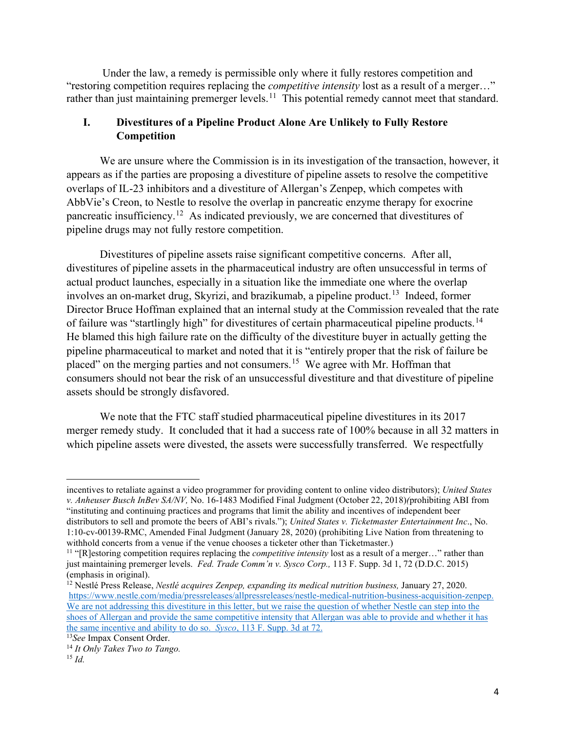Under the law, a remedy is permissible only where it fully restores competition and "restoring competition requires replacing the *competitive intensity* lost as a result of a merger…" rather than just maintaining premerger levels.[11] This potential remedy cannot meet that standard.

## I. Divestitures of a Pipeline Product Alone Are Unlikely to Fully Restore Competition

We are unsure where the Commission is in its investigation of the transaction, however, it appears as if the parties are proposing a divestiture of pipeline assets to resolve the competitive overlaps of IL-23 inhibitors and a divestiture of Allergan's Zenpep, which competes with AbbVie's Creon, to Nestle to resolve the overlap in pancreatic enzyme therapy for exocrine pancreatic insufficiency.[12] As indicated previously, we are concerned that divestitures of pipeline drugs may not fully restore competition.

Divestitures of pipeline assets raise significant competitive concerns. After all, divestitures of pipeline assets in the pharmaceutical industry are often unsuccessful in terms of actual product launches, especially in a situation like the immediate one where the overlap involves an on-market drug, Skyrizi, and brazikumab, a pipeline product.[13] Indeed, former Director Bruce Hoffman explained that an internal study at the Commission revealed that the rate of failure was "startlingly high" for divestitures of certain pharmaceutical pipeline products.[14] He blamed this high failure rate on the difficulty of the divestiture buyer in actually getting the pipeline pharmaceutical to market and noted that it is "entirely proper that the risk of failure be placed" on the merging parties and not consumers.[15] We agree with Mr. Hoffman that consumers should not bear the risk of an unsuccessful divestiture and that divestiture of pipeline assets should be strongly disfavored.

We note that the FTC staff studied pharmaceutical pipeline divestitures in its 2017 merger remedy study. It concluded that it had a success rate of 100% because in all 32 matters in which pipeline assets were divested, the assets were successfully transferred. We respectfully

---

incentives to retaliate against a video programmer for providing content to online video distributors); *United States v. Anheuser Busch InBev SA/NV,* No. 16-1483 Modified Final Judgment (October 22, 2018)*(*prohibiting ABI from "instituting and continuing practices and programs that limit the ability and incentives of independent beer distributors to sell and promote the beers of ABI's rivals."); *United States v. Ticketmaster Entertainment Inc*., No. 1:10-cv-00139-RMC, Amended Final Judgment (January 28, 2020) (prohibiting Live Nation from threatening to withhold concerts from a venue if the venue chooses a ticketer other than Ticketmaster.)

[11] "[R]estoring competition requires replacing the *competitive intensity* lost as a result of a merger…" rather than just maintaining premerger levels. *Fed. Trade Comm'n v. Sysco Corp.,* 113 F. Supp. 3d 1, 72 (D.D.C. 2015) (emphasis in original).

[12] Nestlé Press Release, *Nestlé acquires Zenpep, expanding its medical nutrition business,* January 27, 2020. https://www.nestle.com/media/pressreleases/allpressreleases/nestle-medical-nutrition-business-acquisition-zenpep. We are not addressing this divestiture in this letter, but we raise the question of whether Nestle can step into the shoes of Allergan and provide the same competitive intensity that Allergan was able to provide and whether it has the same incentive and ability to do so. *Sysco*, 113 F. Supp. 3d at 72.

[13] *See* Impax Consent Order.

[14] *It Only Takes Two to Tango.*

[15] *Id.*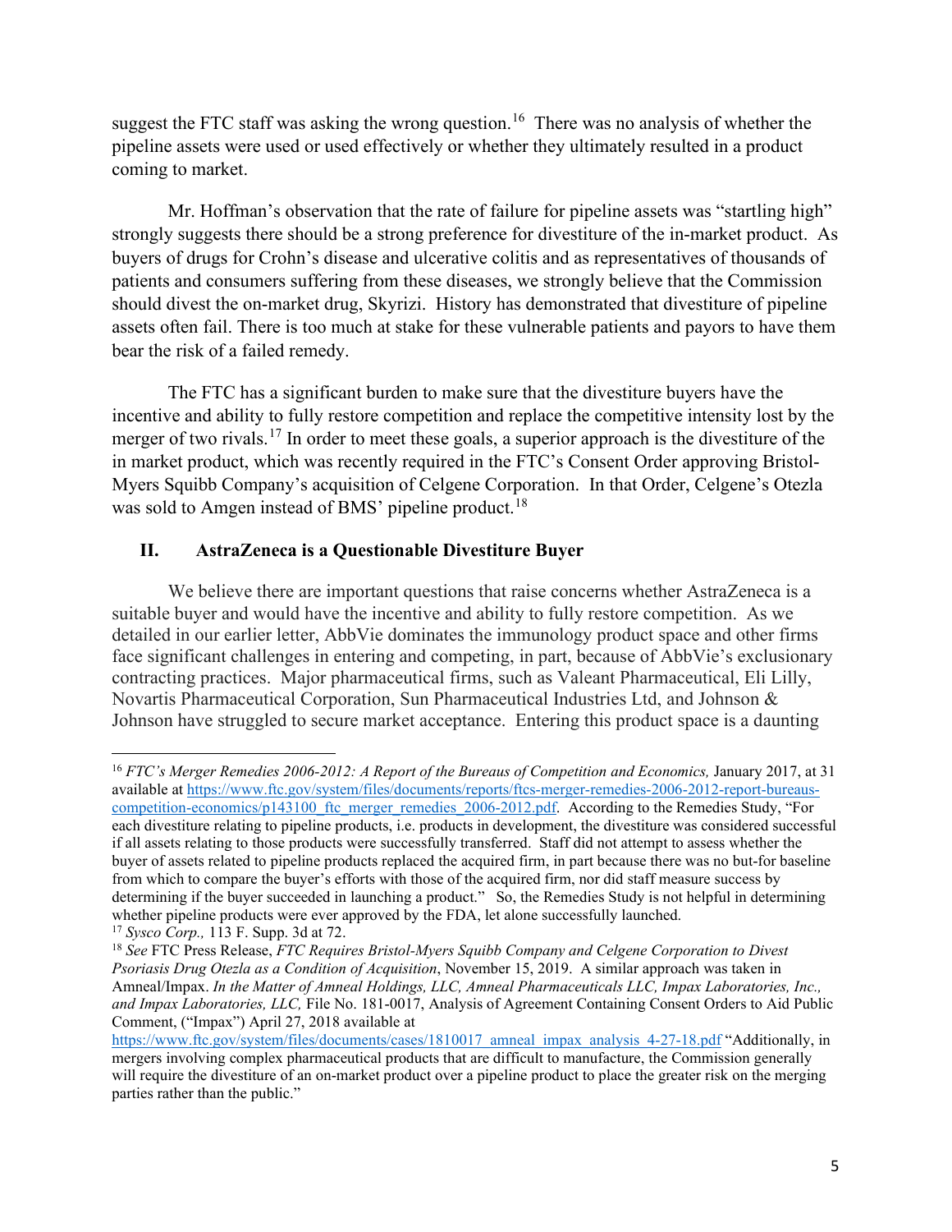suggest the FTC staff was asking the wrong question.[16] There was no analysis of whether the pipeline assets were used or used effectively or whether they ultimately resulted in a product coming to market.

Mr. Hoffman's observation that the rate of failure for pipeline assets was "startling high" strongly suggests there should be a strong preference for divestiture of the in-market product. As buyers of drugs for Crohn's disease and ulcerative colitis and as representatives of thousands of patients and consumers suffering from these diseases, we strongly believe that the Commission should divest the on-market drug, Skyrizi. History has demonstrated that divestiture of pipeline assets often fail. There is too much at stake for these vulnerable patients and payors to have them bear the risk of a failed remedy.

The FTC has a significant burden to make sure that the divestiture buyers have the incentive and ability to fully restore competition and replace the competitive intensity lost by the merger of two rivals.[17] In order to meet these goals, a superior approach is the divestiture of the in market product, which was recently required in the FTC's Consent Order approving Bristol-Myers Squibb Company's acquisition of Celgene Corporation. In that Order, Celgene's Otezla was sold to Amgen instead of BMS' pipeline product.[18]

## II. AstraZeneca is a Questionable Divestiture Buyer

We believe there are important questions that raise concerns whether AstraZeneca is a suitable buyer and would have the incentive and ability to fully restore competition. As we detailed in our earlier letter, AbbVie dominates the immunology product space and other firms face significant challenges in entering and competing, in part, because of AbbVie's exclusionary contracting practices. Major pharmaceutical firms, such as Valeant Pharmaceutical, Eli Lilly, Novartis Pharmaceutical Corporation, Sun Pharmaceutical Industries Ltd, and Johnson & Johnson have struggled to secure market acceptance. Entering this product space is a daunting

---

[16] *FTC's Merger Remedies 2006-2012: A Report of the Bureaus of Competition and Economics,* January 2017, at 31 available at https://www.ftc.gov/system/files/documents/reports/ftcs-merger-remedies-2006-2012-report-bureaus-competition-economics/p143100_ftc_merger_remedies_2006-2012.pdf. According to the Remedies Study, "For each divestiture relating to pipeline products, i.e. products in development, the divestiture was considered successful if all assets relating to those products were successfully transferred. Staff did not attempt to assess whether the buyer of assets related to pipeline products replaced the acquired firm, in part because there was no but-for baseline from which to compare the buyer's efforts with those of the acquired firm, nor did staff measure success by determining if the buyer succeeded in launching a product." So, the Remedies Study is not helpful in determining whether pipeline products were ever approved by the FDA, let alone successfully launched.

[17] *Sysco Corp.,* 113 F. Supp. 3d at 72.

[18] *See* FTC Press Release, *FTC Requires Bristol-Myers Squibb Company and Celgene Corporation to Divest Psoriasis Drug Otezla as a Condition of Acquisition*, November 15, 2019. A similar approach was taken in Amneal/Impax. *In the Matter of Amneal Holdings, LLC, Amneal Pharmaceuticals LLC, Impax Laboratories, Inc., and Impax Laboratories, LLC,* File No. 181-0017, Analysis of Agreement Containing Consent Orders to Aid Public Comment, ("Impax") April 27, 2018 available at https://www.ftc.gov/system/files/documents/cases/1810017_amneal_impax_analysis_4-27-18.pdf "Additionally, in mergers involving complex pharmaceutical products that are difficult to manufacture, the Commission generally will require the divestiture of an on-market product over a pipeline product to place the greater risk on the merging parties rather than the public."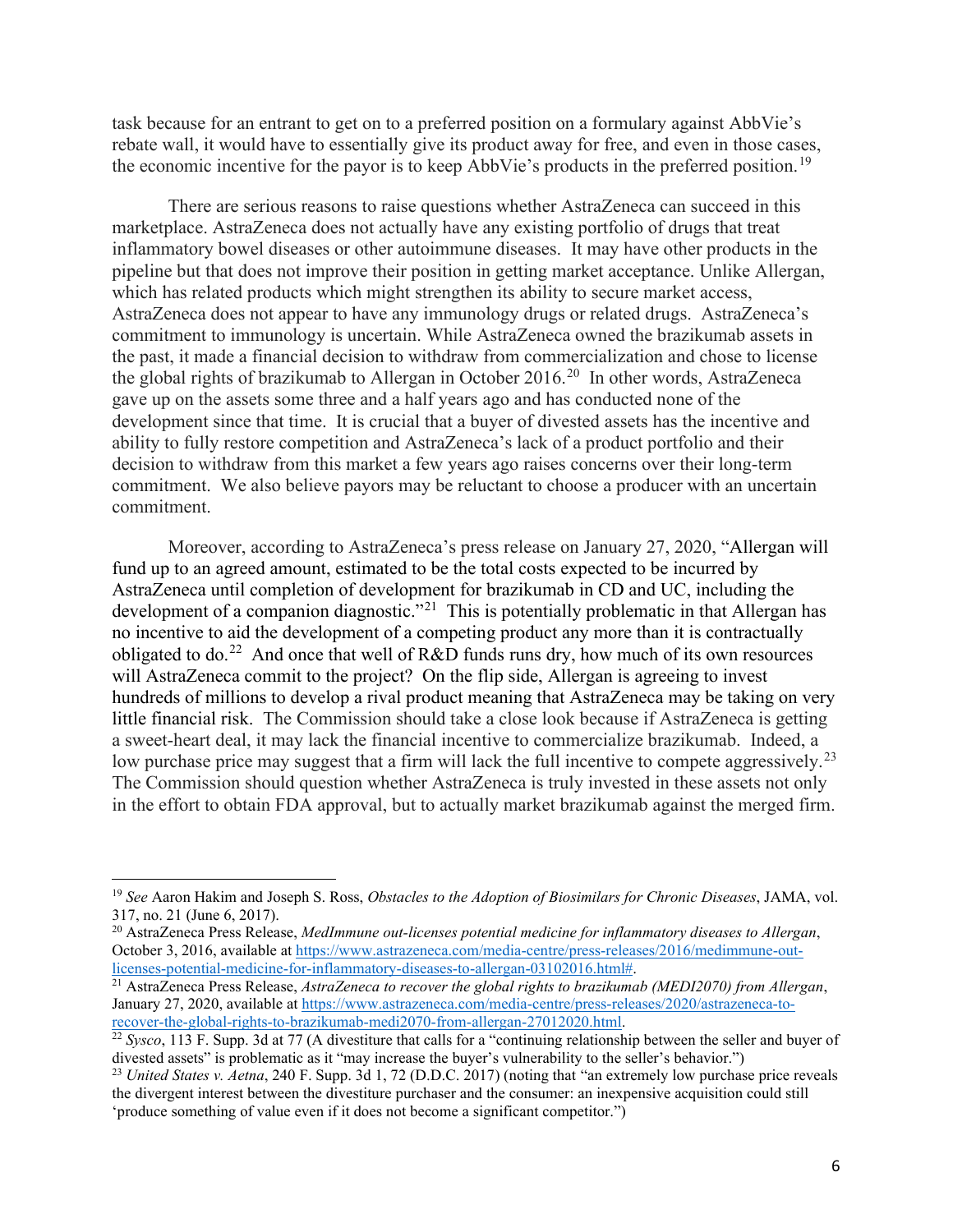task because for an entrant to get on to a preferred position on a formulary against AbbVie's rebate wall, it would have to essentially give its product away for free, and even in those cases, the economic incentive for the payor is to keep AbbVie's products in the preferred position.[19]

There are serious reasons to raise questions whether AstraZeneca can succeed in this marketplace. AstraZeneca does not actually have any existing portfolio of drugs that treat inflammatory bowel diseases or other autoimmune diseases. It may have other products in the pipeline but that does not improve their position in getting market acceptance. Unlike Allergan, which has related products which might strengthen its ability to secure market access, AstraZeneca does not appear to have any immunology drugs or related drugs. AstraZeneca's commitment to immunology is uncertain. While AstraZeneca owned the brazikumab assets in the past, it made a financial decision to withdraw from commercialization and chose to license the global rights of brazikumab to Allergan in October 2016.[20] In other words, AstraZeneca gave up on the assets some three and a half years ago and has conducted none of the development since that time. It is crucial that a buyer of divested assets has the incentive and ability to fully restore competition and AstraZeneca's lack of a product portfolio and their decision to withdraw from this market a few years ago raises concerns over their long-term commitment. We also believe payors may be reluctant to choose a producer with an uncertain commitment.

Moreover, according to AstraZeneca's press release on January 27, 2020, "Allergan will fund up to an agreed amount, estimated to be the total costs expected to be incurred by AstraZeneca until completion of development for brazikumab in CD and UC, including the development of a companion diagnostic."[21] This is potentially problematic in that Allergan has no incentive to aid the development of a competing product any more than it is contractually obligated to do.[22] And once that well of R&D funds runs dry, how much of its own resources will AstraZeneca commit to the project? On the flip side, Allergan is agreeing to invest hundreds of millions to develop a rival product meaning that AstraZeneca may be taking on very little financial risk. The Commission should take a close look because if AstraZeneca is getting a sweet-heart deal, it may lack the financial incentive to commercialize brazikumab. Indeed, a low purchase price may suggest that a firm will lack the full incentive to compete aggressively.[23] The Commission should question whether AstraZeneca is truly invested in these assets not only in the effort to obtain FDA approval, but to actually market brazikumab against the merged firm.

---

[19] *See* Aaron Hakim and Joseph S. Ross, *Obstacles to the Adoption of Biosimilars for Chronic Diseases*, JAMA, vol. 317, no. 21 (June 6, 2017).

[20] AstraZeneca Press Release, *MedImmune out-licenses potential medicine for inflammatory diseases to Allergan*, October 3, 2016, available at https://www.astrazeneca.com/media-centre/press-releases/2016/medimmune-out-licenses-potential-medicine-for-inflammatory-diseases-to-allergan-03102016.html#.

[21] AstraZeneca Press Release, *AstraZeneca to recover the global rights to brazikumab (MEDI2070) from Allergan*, January 27, 2020, available at https://www.astrazeneca.com/media-centre/press-releases/2020/astrazeneca-to-recover-the-global-rights-to-brazikumab-medi2070-from-allergan-27012020.html.

[22] *Sysco*, 113 F. Supp. 3d at 77 (A divestiture that calls for a "continuing relationship between the seller and buyer of divested assets" is problematic as it "may increase the buyer's vulnerability to the seller's behavior.")

[23] *United States v. Aetna*, 240 F. Supp. 3d 1, 72 (D.D.C. 2017) (noting that "an extremely low purchase price reveals the divergent interest between the divestiture purchaser and the consumer: an inexpensive acquisition could still 'produce something of value even if it does not become a significant competitor.")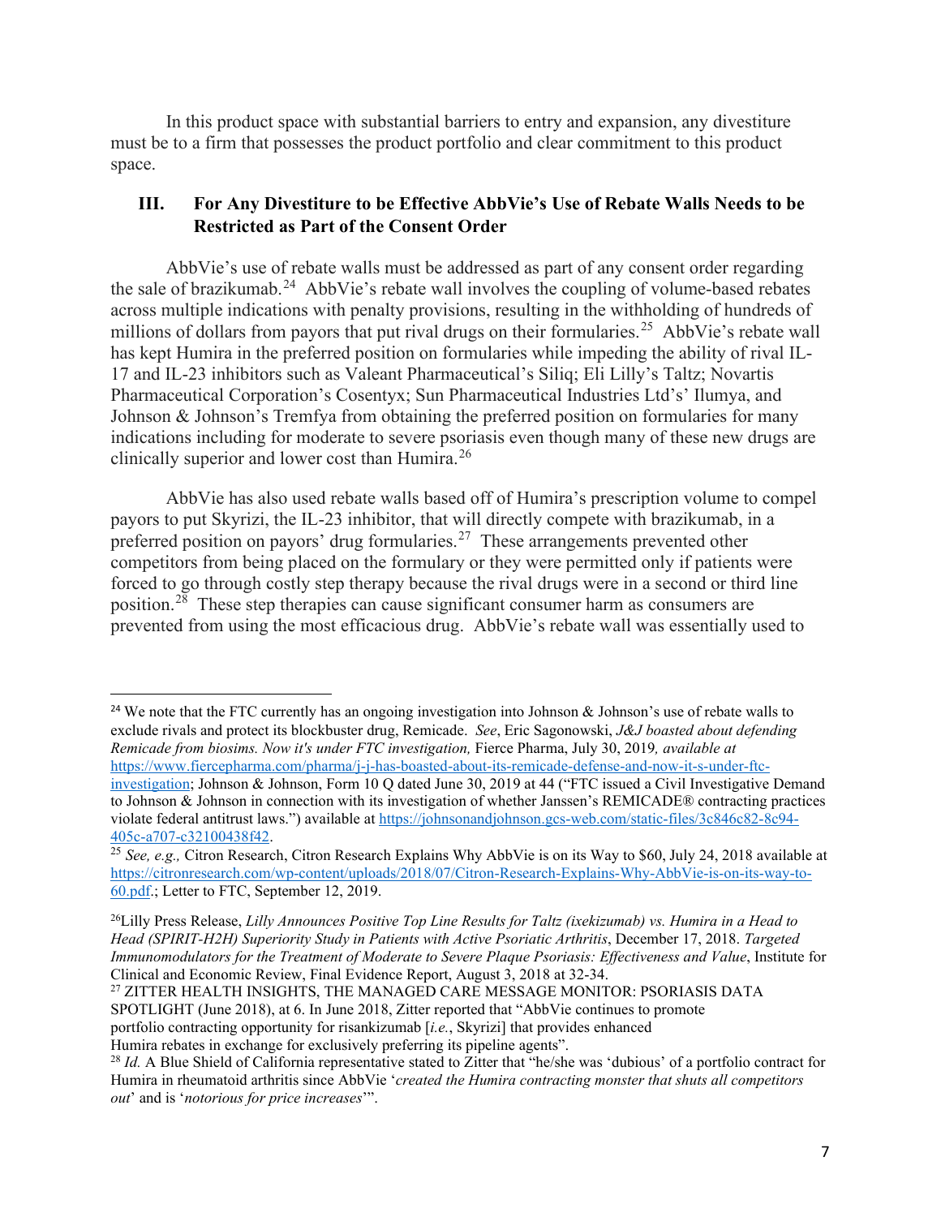In this product space with substantial barriers to entry and expansion, any divestiture must be to a firm that possesses the product portfolio and clear commitment to this product space.

## III. For Any Divestiture to be Effective AbbVie's Use of Rebate Walls Needs to be Restricted as Part of the Consent Order

AbbVie's use of rebate walls must be addressed as part of any consent order regarding the sale of brazikumab.[24] AbbVie's rebate wall involves the coupling of volume-based rebates across multiple indications with penalty provisions, resulting in the withholding of hundreds of millions of dollars from payors that put rival drugs on their formularies.[25] AbbVie's rebate wall has kept Humira in the preferred position on formularies while impeding the ability of rival IL-17 and IL-23 inhibitors such as Valeant Pharmaceutical's Siliq; Eli Lilly's Taltz; Novartis Pharmaceutical Corporation's Cosentyx; Sun Pharmaceutical Industries Ltd's' Ilumya, and Johnson & Johnson's Tremfya from obtaining the preferred position on formularies for many indications including for moderate to severe psoriasis even though many of these new drugs are clinically superior and lower cost than Humira.[26]

AbbVie has also used rebate walls based off of Humira's prescription volume to compel payors to put Skyrizi, the IL-23 inhibitor, that will directly compete with brazikumab, in a preferred position on payors' drug formularies.[27] These arrangements prevented other competitors from being placed on the formulary or they were permitted only if patients were forced to go through costly step therapy because the rival drugs were in a second or third line position.[28] These step therapies can cause significant consumer harm as consumers are prevented from using the most efficacious drug. AbbVie's rebate wall was essentially used to

---

[24] We note that the FTC currently has an ongoing investigation into Johnson & Johnson's use of rebate walls to exclude rivals and protect its blockbuster drug, Remicade. *See*, Eric Sagonowski, *J&J boasted about defending Remicade from biosims. Now it's under FTC investigation,* Fierce Pharma, July 30, 2019*, available at* https://www.fiercepharma.com/pharma/j-j-has-boasted-about-its-remicade-defense-and-now-it-s-under-ftc-investigation; Johnson & Johnson, Form 10 Q dated June 30, 2019 at 44 ("FTC issued a Civil Investigative Demand to Johnson & Johnson in connection with its investigation of whether Janssen's REMICADE® contracting practices violate federal antitrust laws.") available at https://johnsonandjohnson.gcs-web.com/static-files/3c846c82-8c94-405c-a707-c32100438f42.

[25] *See, e.g.,* Citron Research, Citron Research Explains Why AbbVie is on its Way to $60, July 24, 2018 available at https://citronresearch.com/wp-content/uploads/2018/07/Citron-Research-Explains-Why-AbbVie-is-on-its-way-to-60.pdf.; Letter to FTC, September 12, 2019.

[26] Lilly Press Release, *Lilly Announces Positive Top Line Results for Taltz (ixekizumab) vs. Humira in a Head to Head (SPIRIT-H2H) Superiority Study in Patients with Active Psoriatic Arthritis*, December 17, 2018. *Targeted Immunomodulators for the Treatment of Moderate to Severe Plaque Psoriasis: Effectiveness and Value*, Institute for Clinical and Economic Review, Final Evidence Report, August 3, 2018 at 32-34.

[27] ZITTER HEALTH INSIGHTS, THE MANAGED CARE MESSAGE MONITOR: PSORIASIS DATA SPOTLIGHT (June 2018), at 6. In June 2018, Zitter reported that "AbbVie continues to promote portfolio contracting opportunity for risankizumab [*i.e.*, Skyrizi] that provides enhanced Humira rebates in exchange for exclusively preferring its pipeline agents".

[28] *Id.* A Blue Shield of California representative stated to Zitter that "he/she was 'dubious' of a portfolio contract for Humira in rheumatoid arthritis since AbbVie '*created the Humira contracting monster that shuts all competitors out*' and is '*notorious for price increases*'".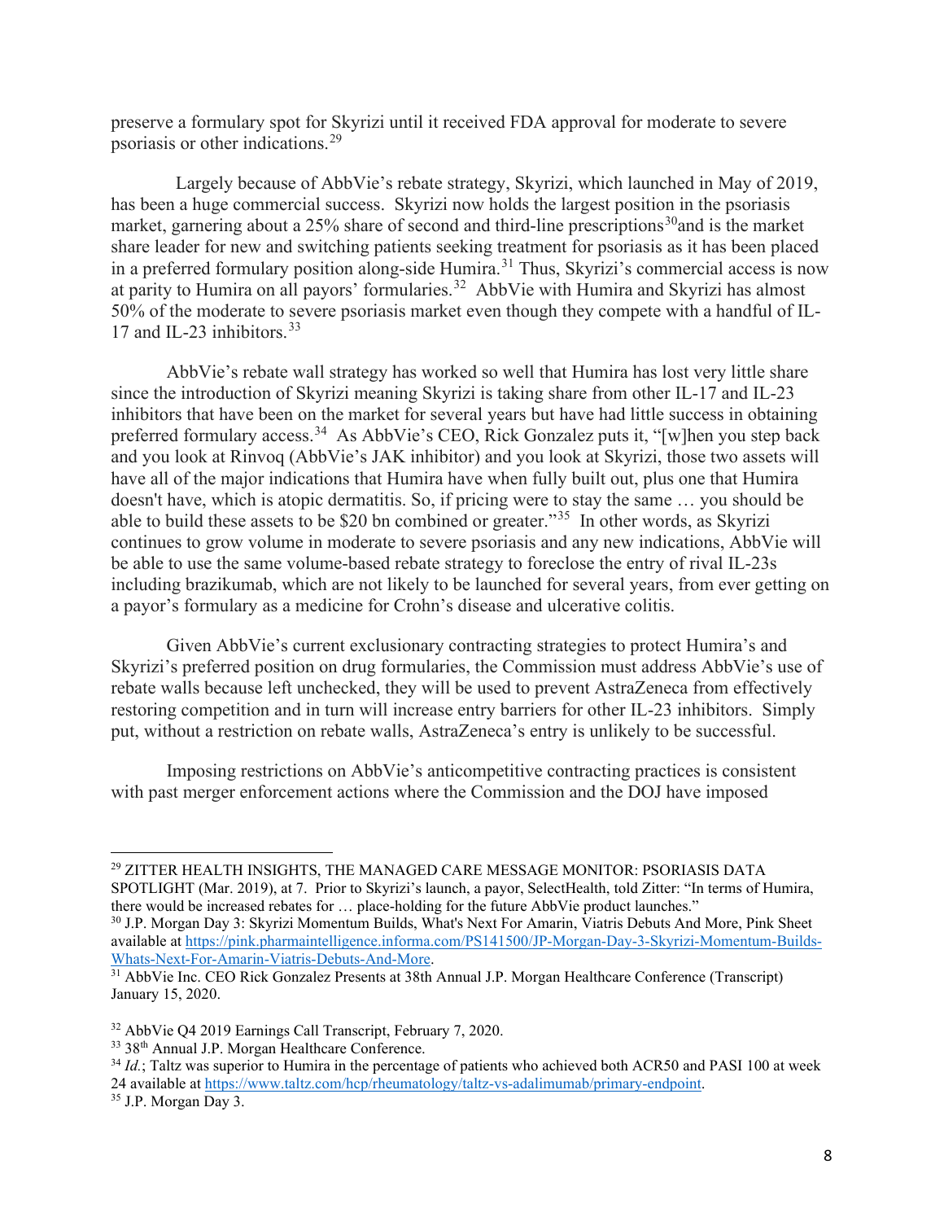preserve a formulary spot for Skyrizi until it received FDA approval for moderate to severe psoriasis or other indications.[29]

Largely because of AbbVie's rebate strategy, Skyrizi, which launched in May of 2019, has been a huge commercial success. Skyrizi now holds the largest position in the psoriasis market, garnering about a 25% share of second and third-line prescriptions[30]and is the market share leader for new and switching patients seeking treatment for psoriasis as it has been placed in a preferred formulary position along-side Humira.[31] Thus, Skyrizi's commercial access is now at parity to Humira on all payors' formularies.[32] AbbVie with Humira and Skyrizi has almost 50% of the moderate to severe psoriasis market even though they compete with a handful of IL-17 and IL-23 inhibitors.[33]

AbbVie's rebate wall strategy has worked so well that Humira has lost very little share since the introduction of Skyrizi meaning Skyrizi is taking share from other IL-17 and IL-23 inhibitors that have been on the market for several years but have had little success in obtaining preferred formulary access.[34] As AbbVie's CEO, Rick Gonzalez puts it, "[w]hen you step back and you look at Rinvoq (AbbVie's JAK inhibitor) and you look at Skyrizi, those two assets will have all of the major indications that Humira have when fully built out, plus one that Humira doesn't have, which is atopic dermatitis. So, if pricing were to stay the same … you should be able to build these assets to be $20 bn combined or greater."[35] In other words, as Skyrizi continues to grow volume in moderate to severe psoriasis and any new indications, AbbVie will be able to use the same volume-based rebate strategy to foreclose the entry of rival IL-23s including brazikumab, which are not likely to be launched for several years, from ever getting on a payor's formulary as a medicine for Crohn's disease and ulcerative colitis.

Given AbbVie's current exclusionary contracting strategies to protect Humira's and Skyrizi's preferred position on drug formularies, the Commission must address AbbVie's use of rebate walls because left unchecked, they will be used to prevent AstraZeneca from effectively restoring competition and in turn will increase entry barriers for other IL-23 inhibitors. Simply put, without a restriction on rebate walls, AstraZeneca's entry is unlikely to be successful.

Imposing restrictions on AbbVie's anticompetitive contracting practices is consistent with past merger enforcement actions where the Commission and the DOJ have imposed

---

[29] ZITTER HEALTH INSIGHTS, THE MANAGED CARE MESSAGE MONITOR: PSORIASIS DATA SPOTLIGHT (Mar. 2019), at 7. Prior to Skyrizi's launch, a payor, SelectHealth, told Zitter: "In terms of Humira, there would be increased rebates for … place-holding for the future AbbVie product launches."

[30] J.P. Morgan Day 3: Skyrizi Momentum Builds, What's Next For Amarin, Viatris Debuts And More, Pink Sheet available at https://pink.pharmaintelligence.informa.com/PS141500/JP-Morgan-Day-3-Skyrizi-Momentum-Builds-Whats-Next-For-Amarin-Viatris-Debuts-And-More.

[31] AbbVie Inc. CEO Rick Gonzalez Presents at 38th Annual J.P. Morgan Healthcare Conference (Transcript) January 15, 2020.

[32] AbbVie Q4 2019 Earnings Call Transcript, February 7, 2020.

[33] 38th Annual J.P. Morgan Healthcare Conference.

[34] *Id.*; Taltz was superior to Humira in the percentage of patients who achieved both ACR50 and PASI 100 at week 24 available at https://www.taltz.com/hcp/rheumatology/taltz-vs-adalimumab/primary-endpoint.

[35] J.P. Morgan Day 3.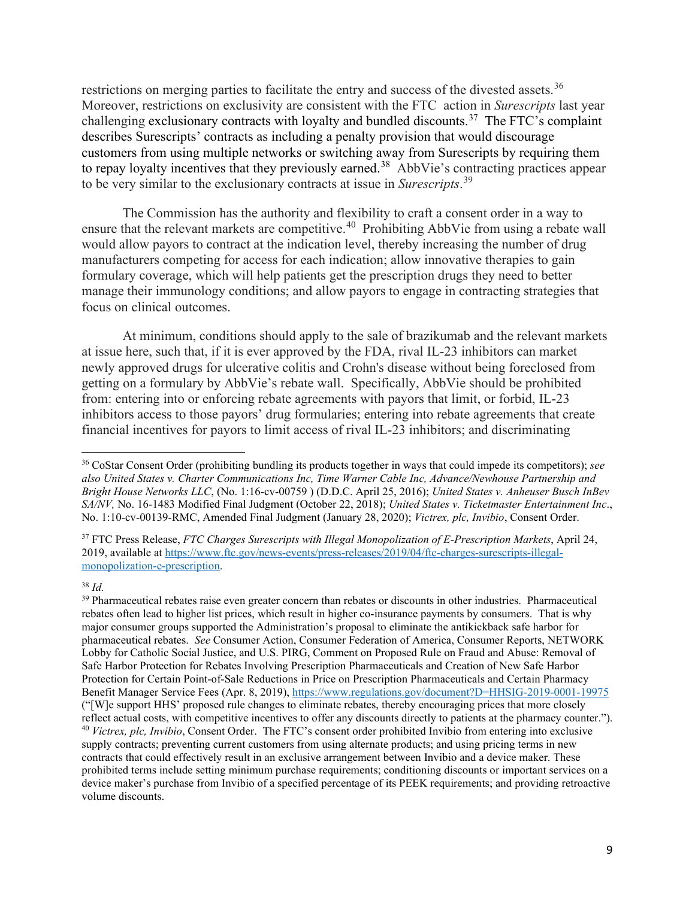restrictions on merging parties to facilitate the entry and success of the divested assets.[36] Moreover, restrictions on exclusivity are consistent with the FTC action in *Surescripts* last year challenging exclusionary contracts with loyalty and bundled discounts.[37] The FTC's complaint describes Surescripts' contracts as including a penalty provision that would discourage customers from using multiple networks or switching away from Surescripts by requiring them to repay loyalty incentives that they previously earned.[38] AbbVie's contracting practices appear to be very similar to the exclusionary contracts at issue in *Surescripts*.[39]

The Commission has the authority and flexibility to craft a consent order in a way to ensure that the relevant markets are competitive.[40] Prohibiting AbbVie from using a rebate wall would allow payors to contract at the indication level, thereby increasing the number of drug manufacturers competing for access for each indication; allow innovative therapies to gain formulary coverage, which will help patients get the prescription drugs they need to better manage their immunology conditions; and allow payors to engage in contracting strategies that focus on clinical outcomes.

At minimum, conditions should apply to the sale of brazikumab and the relevant markets at issue here, such that, if it is ever approved by the FDA, rival IL-23 inhibitors can market newly approved drugs for ulcerative colitis and Crohn's disease without being foreclosed from getting on a formulary by AbbVie's rebate wall. Specifically, AbbVie should be prohibited from: entering into or enforcing rebate agreements with payors that limit, or forbid, IL-23 inhibitors access to those payors' drug formularies; entering into rebate agreements that create financial incentives for payors to limit access of rival IL-23 inhibitors; and discriminating

---

[36] CoStar Consent Order (prohibiting bundling its products together in ways that could impede its competitors); *see also United States v. Charter Communications Inc, Time Warner Cable Inc, Advance/Newhouse Partnership and Bright House Networks LLC*, (No. 1:16-cv-00759 ) (D.D.C. April 25, 2016); *United States v. Anheuser Busch InBev SA/NV,* No. 16-1483 Modified Final Judgment (October 22, 2018); *United States v. Ticketmaster Entertainment Inc*., No. 1:10-cv-00139-RMC, Amended Final Judgment (January 28, 2020); *Victrex, plc, Invibio*, Consent Order.

[37] FTC Press Release, *FTC Charges Surescripts with Illegal Monopolization of E-Prescription Markets*, April 24, 2019, available at https://www.ftc.gov/news-events/press-releases/2019/04/ftc-charges-surescripts-illegal-monopolization-e-prescription.

[38] *Id.*

[39] Pharmaceutical rebates raise even greater concern than rebates or discounts in other industries. Pharmaceutical rebates often lead to higher list prices, which result in higher co-insurance payments by consumers. That is why major consumer groups supported the Administration's proposal to eliminate the antikickback safe harbor for pharmaceutical rebates. *See* Consumer Action, Consumer Federation of America, Consumer Reports, NETWORK Lobby for Catholic Social Justice, and U.S. PIRG, Comment on Proposed Rule on Fraud and Abuse: Removal of Safe Harbor Protection for Rebates Involving Prescription Pharmaceuticals and Creation of New Safe Harbor Protection for Certain Point-of-Sale Reductions in Price on Prescription Pharmaceuticals and Certain Pharmacy Benefit Manager Service Fees (Apr. 8, 2019), https://www.regulations.gov/document?D=HHSIG-2019-0001-19975 ("[W]e support HHS' proposed rule changes to eliminate rebates, thereby encouraging prices that more closely reflect actual costs, with competitive incentives to offer any discounts directly to patients at the pharmacy counter.").

[40] *Victrex, plc, Invibio*, Consent Order. The FTC's consent order prohibited Invibio from entering into exclusive supply contracts; preventing current customers from using alternate products; and using pricing terms in new contracts that could effectively result in an exclusive arrangement between Invibio and a device maker. These prohibited terms include setting minimum purchase requirements; conditioning discounts or important services on a device maker's purchase from Invibio of a specified percentage of its PEEK requirements; and providing retroactive volume discounts.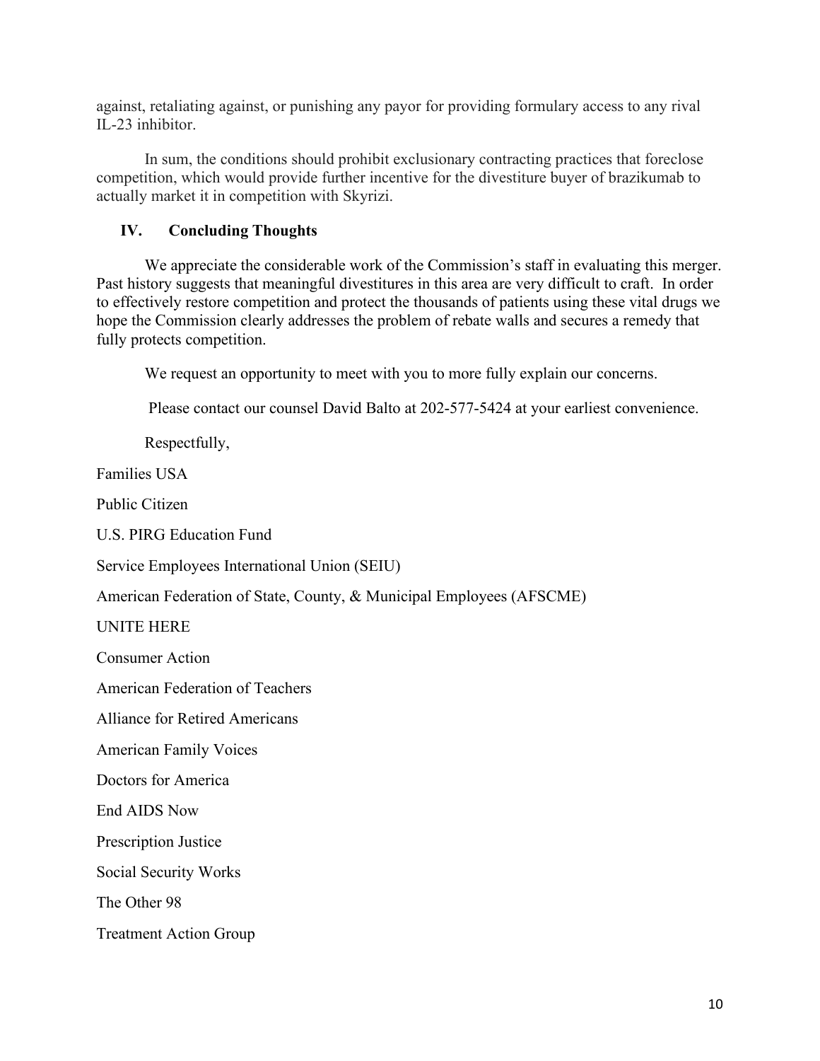against, retaliating against, or punishing any payor for providing formulary access to any rival IL-23 inhibitor.

In sum, the conditions should prohibit exclusionary contracting practices that foreclose competition, which would provide further incentive for the divestiture buyer of brazikumab to actually market it in competition with Skyrizi.

## IV. Concluding Thoughts

We appreciate the considerable work of the Commission's staff in evaluating this merger. Past history suggests that meaningful divestitures in this area are very difficult to craft. In order to effectively restore competition and protect the thousands of patients using these vital drugs we hope the Commission clearly addresses the problem of rebate walls and secures a remedy that fully protects competition.

We request an opportunity to meet with you to more fully explain our concerns.

Please contact our counsel David Balto at 202-577-5424 at your earliest convenience.

Respectfully,

Families USA

Public Citizen

U.S. PIRG Education Fund

Service Employees International Union (SEIU)

American Federation of State, County, & Municipal Employees (AFSCME)

UNITE HERE

Consumer Action

American Federation of Teachers

Alliance for Retired Americans

American Family Voices

Doctors for America

End AIDS Now

Prescription Justice

Social Security Works

The Other 98

Treatment Action Group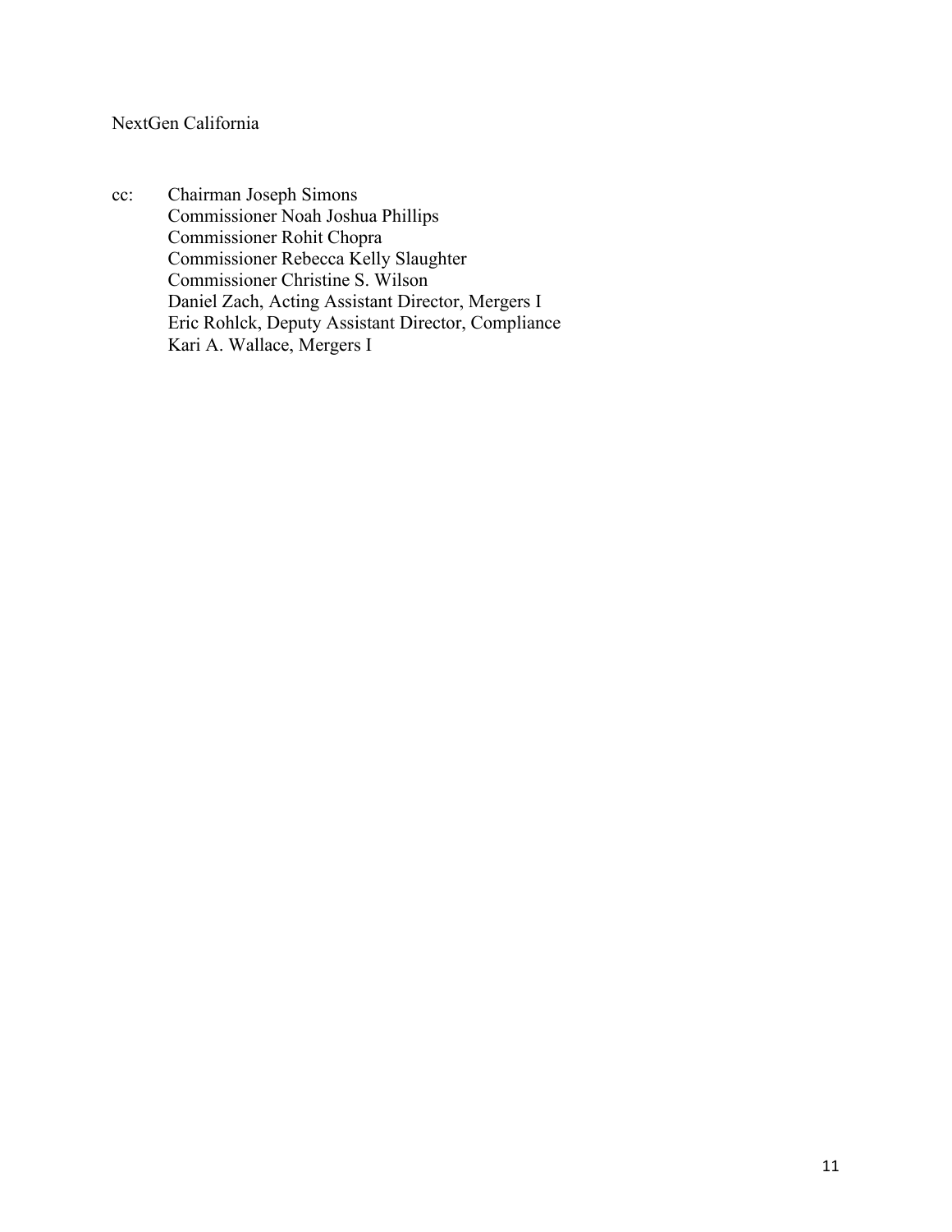NextGen California

cc: Chairman Joseph Simons
Commissioner Noah Joshua Phillips
Commissioner Rohit Chopra
Commissioner Rebecca Kelly Slaughter
Commissioner Christine S. Wilson
Daniel Zach, Acting Assistant Director, Mergers I
Eric Rohlck, Deputy Assistant Director, Compliance
Kari A. Wallace, Mergers I